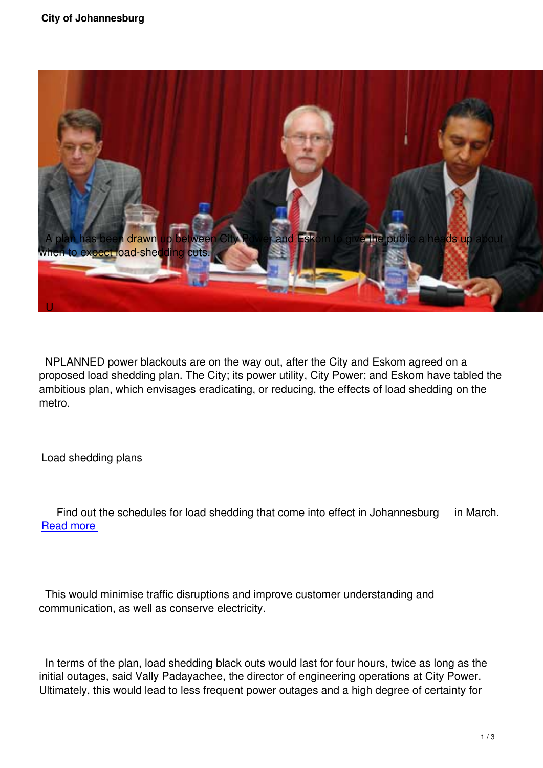A plan has been drawn up between City Power and Eskom to give the public a heads up about when to expect load-shedding cuts.

UNPLANNED power blackouts are on the way out, after the City and Eskom agreed on a proposed load shedding plan. The City; its power utility, City Power; and Eskom have tabled the ambitious plan, which envisages eradicating, or reducing, the effects of load shedding on the metro.

Load shedding plans

Find out the schedules for load shedding that come into effect in Johannesburg in March. [Read more]

This would minimise traffic disruptions and improve customer understanding and communication, as well as conserve electricity.

In terms of the plan, load shedding black outs would last for four hours, twice as long as the initial outages, said Vally Padayachee, the director of engineering operations at City Power. Ultimately, this would lead to less frequent power outages and a high degree of certainty for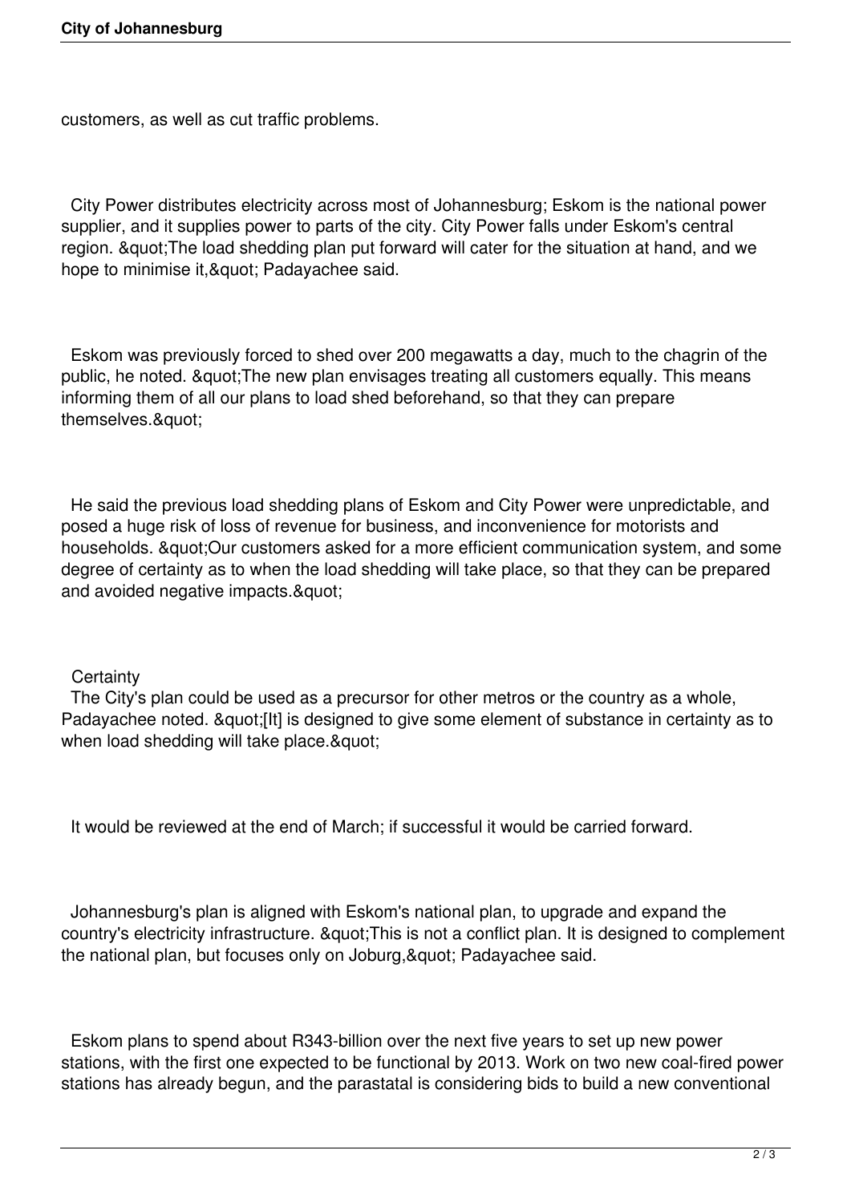customers, as well as cut traffic problems.

City Power distributes electricity across most of Johannesburg; Eskom is the national power supplier, and it supplies power to parts of the city. City Power falls under Eskom's central region. "The load shedding plan put forward will cater for the situation at hand, and we hope to minimise it," Padayachee said.

Eskom was previously forced to shed over 200 megawatts a day, much to the chagrin of the public, he noted. "The new plan envisages treating all customers equally. This means informing them of all our plans to load shed beforehand, so that they can prepare themselves."

He said the previous load shedding plans of Eskom and City Power were unpredictable, and posed a huge risk of loss of revenue for business, and inconvenience for motorists and households. "Our customers asked for a more efficient communication system, and some degree of certainty as to when the load shedding will take place, so that they can be prepared and avoided negative impacts."

**Certainty**

The City's plan could be used as a precursor for other metros or the country as a whole, Padayachee noted. "[It] is designed to give some element of substance in certainty as to when load shedding will take place."

It would be reviewed at the end of March; if successful it would be carried forward.

Johannesburg's plan is aligned with Eskom's national plan, to upgrade and expand the country's electricity infrastructure. "This is not a conflict plan. It is designed to complement the national plan, but focuses only on Joburg," Padayachee said.

Eskom plans to spend about R343-billion over the next five years to set up new power stations, with the first one expected to be functional by 2013. Work on two new coal-fired power stations has already begun, and the parastatal is considering bids to build a new conventional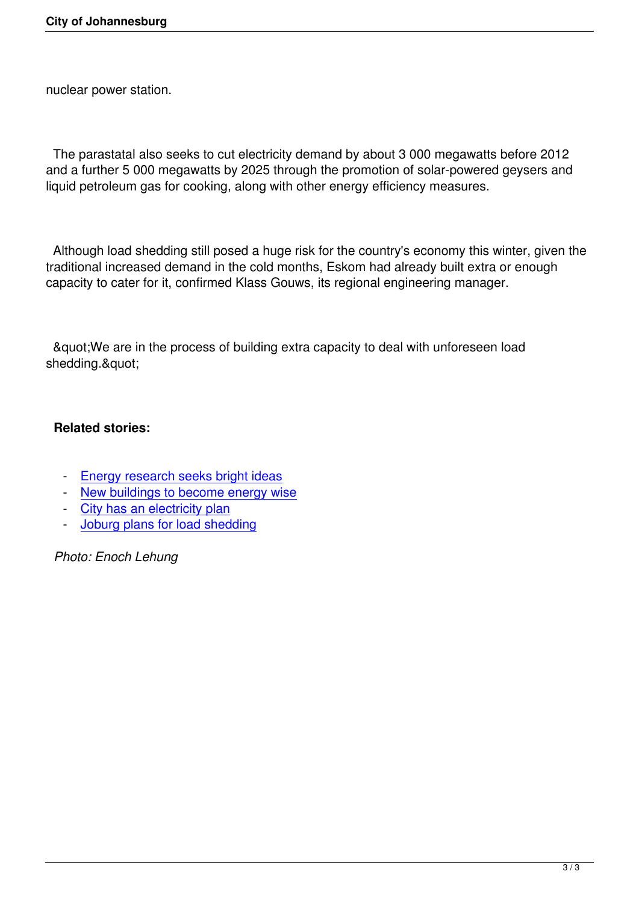nuclear power station.

The parastatal also seeks to cut electricity demand by about 3 000 megawatts before 2012 and a further 5 000 megawatts by 2025 through the promotion of solar-powered geysers and liquid petroleum gas for cooking, along with other energy efficiency measures.

Although load shedding still posed a huge risk for the country's economy this winter, given the traditional increased demand in the cold months, Eskom had already built extra or enough capacity to cater for it, confirmed Klass Gouws, its regional engineering manager.

&quot;We are in the process of building extra capacity to deal with unforeseen load shedding.&quot;

**Related stories:**

- Energy research seeks bright ideas
- New buildings to become energy wise
- City has an electricity plan
- Joburg plans for load shedding

*Photo: Enoch Lehung*